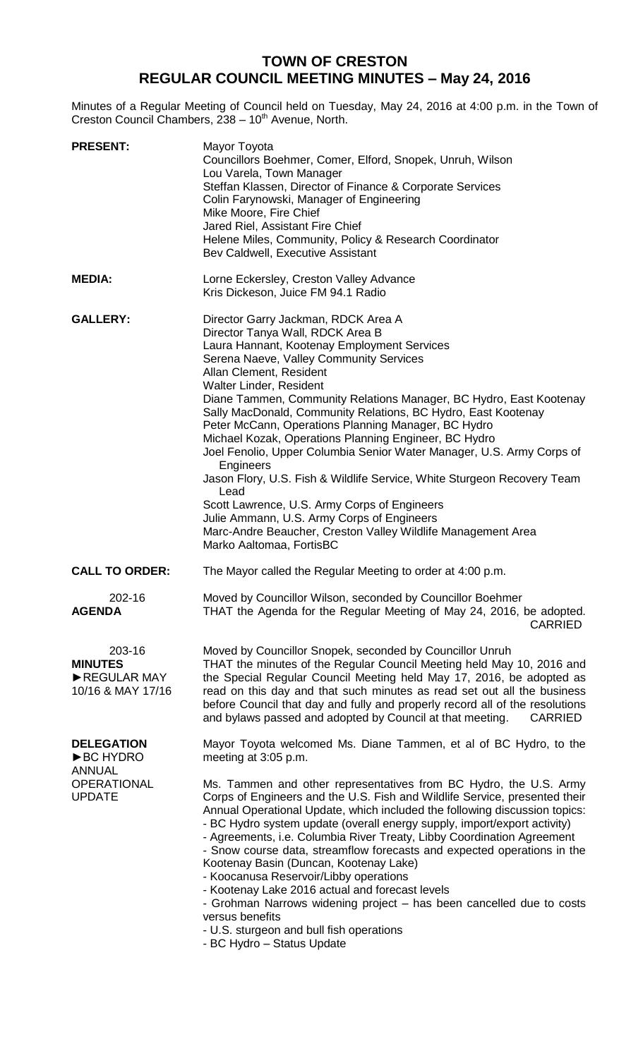# TOWN OF CRESTON
## REGULAR COUNCIL MEETING MINUTES – May 24, 2016

Minutes of a Regular Meeting of Council held on Tuesday, May 24, 2016 at 4:00 p.m. in the Town of Creston Council Chambers, 238 – 10th Avenue, North.

**PRESENT:**
Mayor Toyota
Councillors Boehmer, Comer, Elford, Snopek, Unruh, Wilson
Lou Varela, Town Manager
Steffan Klassen, Director of Finance & Corporate Services
Colin Farynowski, Manager of Engineering
Mike Moore, Fire Chief
Jared Riel, Assistant Fire Chief
Helene Miles, Community, Policy & Research Coordinator
Bev Caldwell, Executive Assistant

**MEDIA:**
Lorne Eckersley, Creston Valley Advance
Kris Dickeson, Juice FM 94.1 Radio

**GALLERY:**
Director Garry Jackman, RDCK Area A
Director Tanya Wall, RDCK Area B
Laura Hannant, Kootenay Employment Services
Serena Naeve, Valley Community Services
Allan Clement, Resident
Walter Linder, Resident
Diane Tammen, Community Relations Manager, BC Hydro, East Kootenay
Sally MacDonald, Community Relations, BC Hydro, East Kootenay
Peter McCann, Operations Planning Manager, BC Hydro
Michael Kozak, Operations Planning Engineer, BC Hydro
Joel Fenolio, Upper Columbia Senior Water Manager, U.S. Army Corps of Engineers
Jason Flory, U.S. Fish & Wildlife Service, White Sturgeon Recovery Team Lead
Scott Lawrence, U.S. Army Corps of Engineers
Julie Ammann, U.S. Army Corps of Engineers
Marc-Andre Beaucher, Creston Valley Wildlife Management Area
Marko Aaltomaa, FortisBC

**CALL TO ORDER:**
The Mayor called the Regular Meeting to order at 4:00 p.m.

**202-16**
**AGENDA**

Moved by Councillor Wilson, seconded by Councillor Boehmer
THAT the Agenda for the Regular Meeting of May 24, 2016, be adopted.
CARRIED

**203-16**
**MINUTES**
**►REGULAR MAY 10/16 & MAY 17/16**

Moved by Councillor Snopek, seconded by Councillor Unruh
THAT the minutes of the Regular Council Meeting held May 10, 2016 and the Special Regular Council Meeting held May 17, 2016, be adopted as read on this day and that such minutes as read set out all the business before Council that day and fully and properly record all of the resolutions and bylaws passed and adopted by Council at that meeting. CARRIED

**DELEGATION**
**►BC HYDRO ANNUAL OPERATIONAL UPDATE**

Mayor Toyota welcomed Ms. Diane Tammen, et al of BC Hydro, to the meeting at 3:05 p.m.

Ms. Tammen and other representatives from BC Hydro, the U.S. Army Corps of Engineers and the U.S. Fish and Wildlife Service, presented their Annual Operational Update, which included the following discussion topics:

- BC Hydro system update (overall energy supply, import/export activity)
- Agreements, i.e. Columbia River Treaty, Libby Coordination Agreement
- Snow course data, streamflow forecasts and expected operations in the Kootenay Basin (Duncan, Kootenay Lake)
- Koocanusa Reservoir/Libby operations
- Kootenay Lake 2016 actual and forecast levels
- Grohman Narrows widening project – has been cancelled due to costs versus benefits
- U.S. sturgeon and bull fish operations
- BC Hydro – Status Update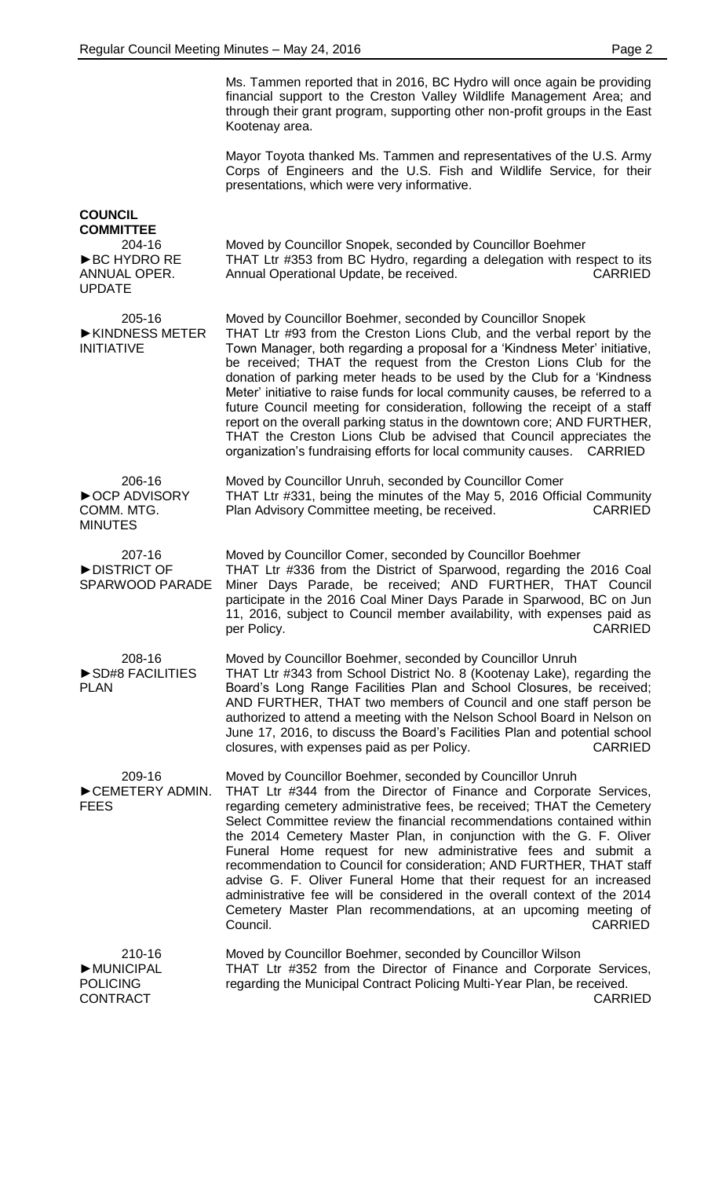Ms. Tammen reported that in 2016, BC Hydro will once again be providing financial support to the Creston Valley Wildlife Management Area; and through their grant program, supporting other non-profit groups in the East Kootenay area.

Mayor Toyota thanked Ms. Tammen and representatives of the U.S. Army Corps of Engineers and the U.S. Fish and Wildlife Service, for their presentations, which were very informative.

**COUNCIL COMMITTEE**

**204-16**
**►BC HYDRO RE ANNUAL OPER. UPDATE**

Moved by Councillor Snopek, seconded by Councillor Boehmer
THAT Ltr #353 from BC Hydro, regarding a delegation with respect to its Annual Operational Update, be received. CARRIED

**205-16**
**►KINDNESS METER INITIATIVE**

Moved by Councillor Boehmer, seconded by Councillor Snopek
THAT Ltr #93 from the Creston Lions Club, and the verbal report by the Town Manager, both regarding a proposal for a 'Kindness Meter' initiative, be received; THAT the request from the Creston Lions Club for the donation of parking meter heads to be used by the Club for a 'Kindness Meter' initiative to raise funds for local community causes, be referred to a future Council meeting for consideration, following the receipt of a staff report on the overall parking status in the downtown core; AND FURTHER, THAT the Creston Lions Club be advised that Council appreciates the organization's fundraising efforts for local community causes. CARRIED

**206-16**
**►OCP ADVISORY COMM. MTG. MINUTES**

Moved by Councillor Unruh, seconded by Councillor Comer
THAT Ltr #331, being the minutes of the May 5, 2016 Official Community Plan Advisory Committee meeting, be received. CARRIED

**207-16**
**►DISTRICT OF SPARWOOD PARADE**

Moved by Councillor Comer, seconded by Councillor Boehmer
THAT Ltr #336 from the District of Sparwood, regarding the 2016 Coal Miner Days Parade, be received; AND FURTHER, THAT Council participate in the 2016 Coal Miner Days Parade in Sparwood, BC on Jun 11, 2016, subject to Council member availability, with expenses paid as per Policy. CARRIED

**208-16**
**►SD#8 FACILITIES PLAN**

Moved by Councillor Boehmer, seconded by Councillor Unruh
THAT Ltr #343 from School District No. 8 (Kootenay Lake), regarding the Board's Long Range Facilities Plan and School Closures, be received; AND FURTHER, THAT two members of Council and one staff person be authorized to attend a meeting with the Nelson School Board in Nelson on June 17, 2016, to discuss the Board's Facilities Plan and potential school closures, with expenses paid as per Policy. CARRIED

**209-16**
**►CEMETERY ADMIN. FEES**

Moved by Councillor Boehmer, seconded by Councillor Unruh
THAT Ltr #344 from the Director of Finance and Corporate Services, regarding cemetery administrative fees, be received; THAT the Cemetery Select Committee review the financial recommendations contained within the 2014 Cemetery Master Plan, in conjunction with the G. F. Oliver Funeral Home request for new administrative fees and submit a recommendation to Council for consideration; AND FURTHER, THAT staff advise G. F. Oliver Funeral Home that their request for an increased administrative fee will be considered in the overall context of the 2014 Cemetery Master Plan recommendations, at an upcoming meeting of Council. CARRIED

**210-16**
**►MUNICIPAL POLICING CONTRACT**

Moved by Councillor Boehmer, seconded by Councillor Wilson
THAT Ltr #352 from the Director of Finance and Corporate Services, regarding the Municipal Contract Policing Multi-Year Plan, be received. CARRIED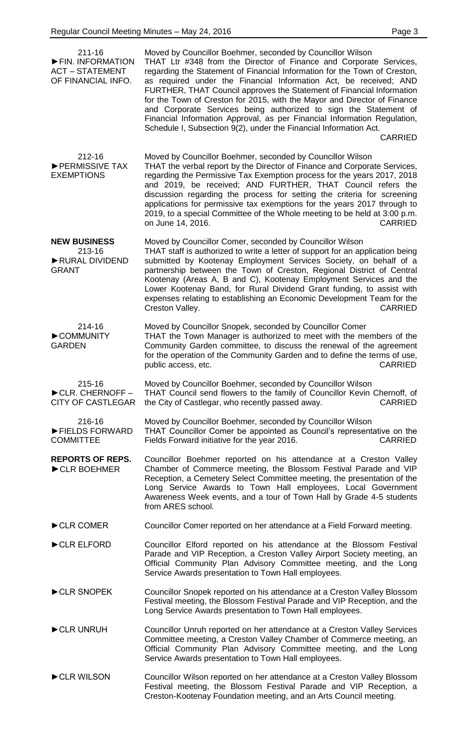**211-16**
**►FIN. INFORMATION ACT – STATEMENT OF FINANCIAL INFO.**

Moved by Councillor Boehmer, seconded by Councillor Wilson
THAT Ltr #348 from the Director of Finance and Corporate Services, regarding the Statement of Financial Information for the Town of Creston, as required under the Financial Information Act, be received; AND FURTHER, THAT Council approves the Statement of Financial Information for the Town of Creston for 2015, with the Mayor and Director of Finance and Corporate Services being authorized to sign the Statement of Financial Information Approval, as per Financial Information Regulation, Schedule I, Subsection 9(2), under the Financial Information Act.
CARRIED

**212-16**
**►PERMISSIVE TAX EXEMPTIONS**

Moved by Councillor Boehmer, seconded by Councillor Wilson
THAT the verbal report by the Director of Finance and Corporate Services, regarding the Permissive Tax Exemption process for the years 2017, 2018 and 2019, be received; AND FURTHER, THAT Council refers the discussion regarding the process for setting the criteria for screening applications for permissive tax exemptions for the years 2017 through to 2019, to a special Committee of the Whole meeting to be held at 3:00 p.m. on June 14, 2016.
CARRIED

## NEW BUSINESS

**213-16**
**►RURAL DIVIDEND GRANT**

Moved by Councillor Comer, seconded by Councillor Wilson
THAT staff is authorized to write a letter of support for an application being submitted by Kootenay Employment Services Society, on behalf of a partnership between the Town of Creston, Regional District of Central Kootenay (Areas A, B and C), Kootenay Employment Services and the Lower Kootenay Band, for Rural Dividend Grant funding, to assist with expenses relating to establishing an Economic Development Team for the Creston Valley.
CARRIED

**214-16**
**►COMMUNITY GARDEN**

Moved by Councillor Snopek, seconded by Councillor Comer
THAT the Town Manager is authorized to meet with the members of the Community Garden committee, to discuss the renewal of the agreement for the operation of the Community Garden and to define the terms of use, public access, etc.
CARRIED

**215-16**
**►CLR. CHERNOFF – CITY OF CASTLEGAR**

Moved by Councillor Boehmer, seconded by Councillor Wilson
THAT Council send flowers to the family of Councillor Kevin Chernoff, of the City of Castlegar, who recently passed away.
CARRIED

**216-16**
**►FIELDS FORWARD COMMITTEE**

Moved by Councillor Boehmer, seconded by Councillor Wilson
THAT Councillor Comer be appointed as Council's representative on the Fields Forward initiative for the year 2016.
CARRIED

## REPORTS OF REPS.

**►CLR BOEHMER**

Councillor Boehmer reported on his attendance at a Creston Valley Chamber of Commerce meeting, the Blossom Festival Parade and VIP Reception, a Cemetery Select Committee meeting, the presentation of the Long Service Awards to Town Hall employees, Local Government Awareness Week events, and a tour of Town Hall by Grade 4-5 students from ARES school.

**►CLR COMER**

Councillor Comer reported on her attendance at a Field Forward meeting.

**►CLR ELFORD**

Councillor Elford reported on his attendance at the Blossom Festival Parade and VIP Reception, a Creston Valley Airport Society meeting, an Official Community Plan Advisory Committee meeting, and the Long Service Awards presentation to Town Hall employees.

**►CLR SNOPEK**

Councillor Snopek reported on his attendance at a Creston Valley Blossom Festival meeting, the Blossom Festival Parade and VIP Reception, and the Long Service Awards presentation to Town Hall employees.

**►CLR UNRUH**

Councillor Unruh reported on her attendance at a Creston Valley Services Committee meeting, a Creston Valley Chamber of Commerce meeting, an Official Community Plan Advisory Committee meeting, and the Long Service Awards presentation to Town Hall employees.

**►CLR WILSON**

Councillor Wilson reported on her attendance at a Creston Valley Blossom Festival meeting, the Blossom Festival Parade and VIP Reception, a Creston-Kootenay Foundation meeting, and an Arts Council meeting.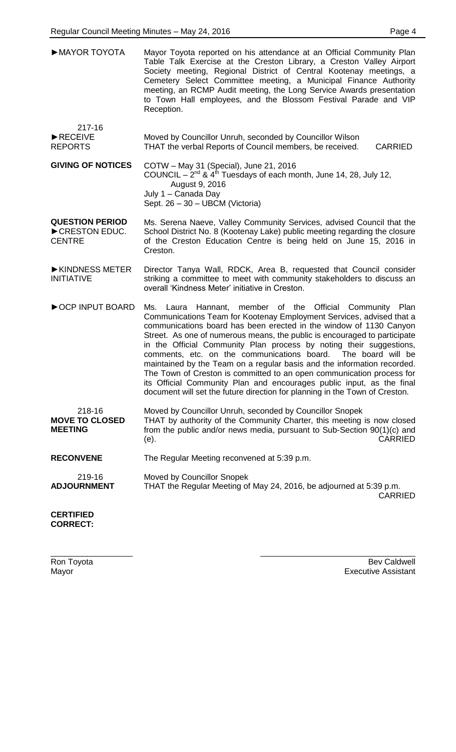| | |
|---|---|
| ►MAYOR TOYOTA | Mayor Toyota reported on his attendance at an Official Community Plan Table Talk Exercise at the Creston Library, a Creston Valley Airport Society meeting, Regional District of Central Kootenay meetings, a Cemetery Select Committee meeting, a Municipal Finance Authority meeting, an RCMP Audit meeting, the Long Service Awards presentation to Town Hall employees, and the Blossom Festival Parade and VIP Reception. |
| 217-16 ►RECEIVE REPORTS | Moved by Councillor Unruh, seconded by Councillor Wilson THAT the verbal Reports of Council members, be received. CARRIED |
| **GIVING OF NOTICES** | COTW – May 31 (Special), June 21, 2016<br>COUNCIL – $2^{nd}$ & $4^{th}$ Tuesdays of each month, June 14, 28, July 12, August 9, 2016<br>July 1 – Canada Day<br>Sept. 26 – 30 – UBCM (Victoria) |
| **QUESTION PERIOD** ►CRESTON EDUC. CENTRE | Ms. Serena Naeve, Valley Community Services, advised Council that the School District No. 8 (Kootenay Lake) public meeting regarding the closure of the Creston Education Centre is being held on June 15, 2016 in Creston. |
| ►KINDNESS METER INITIATIVE | Director Tanya Wall, RDCK, Area B, requested that Council consider striking a committee to meet with community stakeholders to discuss an overall 'Kindness Meter' initiative in Creston. |
| ►OCP INPUT BOARD | Ms. Laura Hannant, member of the Official Community Plan Communications Team for Kootenay Employment Services, advised that a communications board has been erected in the window of 1130 Canyon Street. As one of numerous means, the public is encouraged to participate in the Official Community Plan process by noting their suggestions, comments, etc. on the communications board. The board will be maintained by the Team on a regular basis and the information recorded. The Town of Creston is committed to an open communication process for its Official Community Plan and encourages public input, as the final document will set the future direction for planning in the Town of Creston. |
| 218-16 **MOVE TO CLOSED MEETING** | Moved by Councillor Unruh, seconded by Councillor Snopek THAT by authority of the Community Charter, this meeting is now closed from the public and/or news media, pursuant to Sub-Section 90(1)(c) and (e). CARRIED |
| **RECONVENE** | The Regular Meeting reconvened at 5:39 p.m. |
| 219-16 **ADJOURNMENT** | Moved by Councillor Snopek THAT the Regular Meeting of May 24, 2016, be adjourned at 5:39 p.m. CARRIED |

**CERTIFIED CORRECT:**

\_\_\_\_\_\_\_\_\_\_\_\_\_\_\_\_\_\_\_\_
Ron Toyota
Mayor

\_\_\_\_\_\_\_\_\_\_\_\_\_\_\_\_\_\_\_\_
Bev Caldwell
Executive Assistant